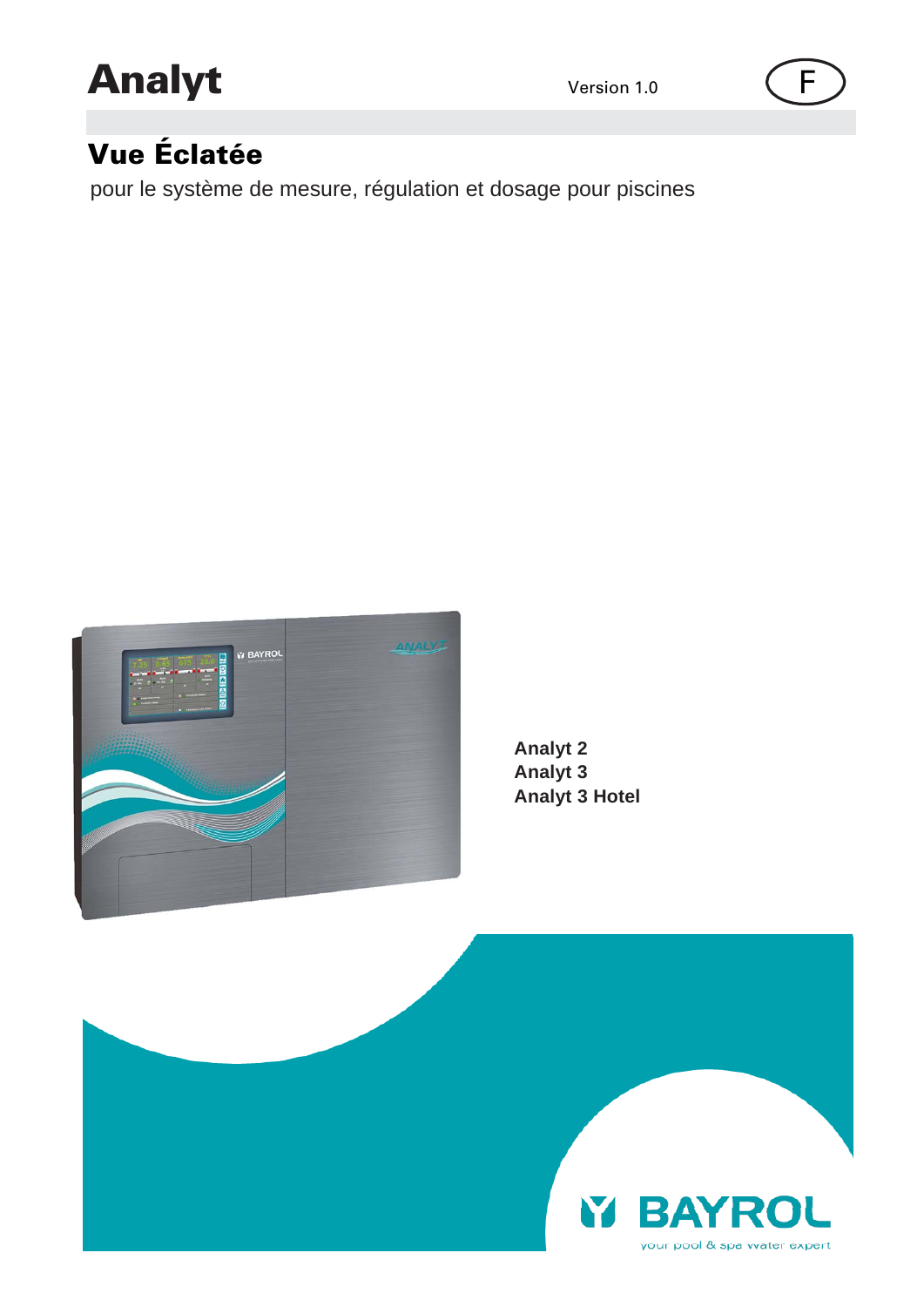# Analyt

Version 1.0

F

## Vue Éclatée

pour le système de mesure, régulation et dosage pour piscines

**Analyt 2**
**Analyt 3**
**Analyt 3 Hotel**

BAYROL

your pool & spa water expert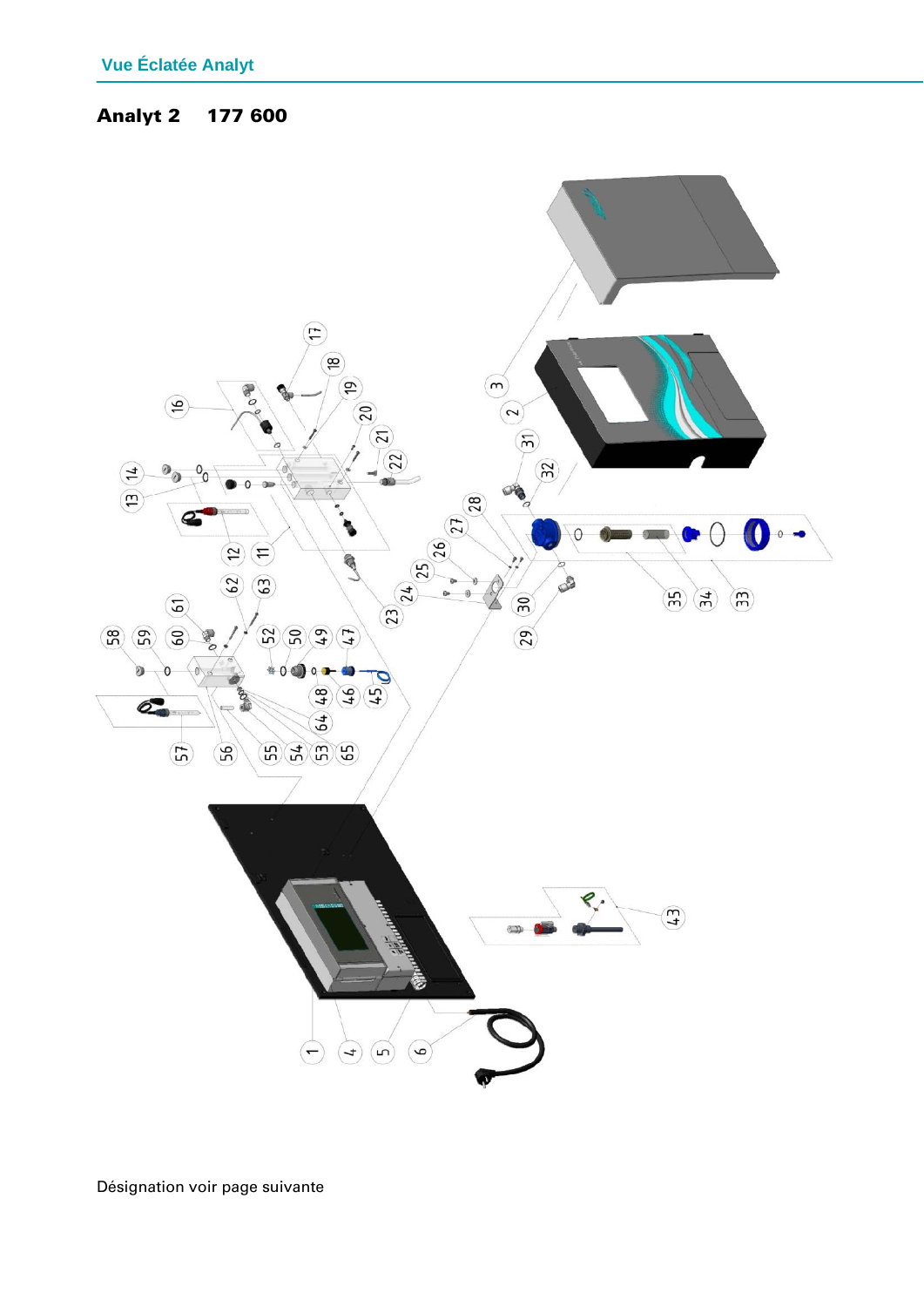## Analyt 2 177 600

Désignation voir page suivante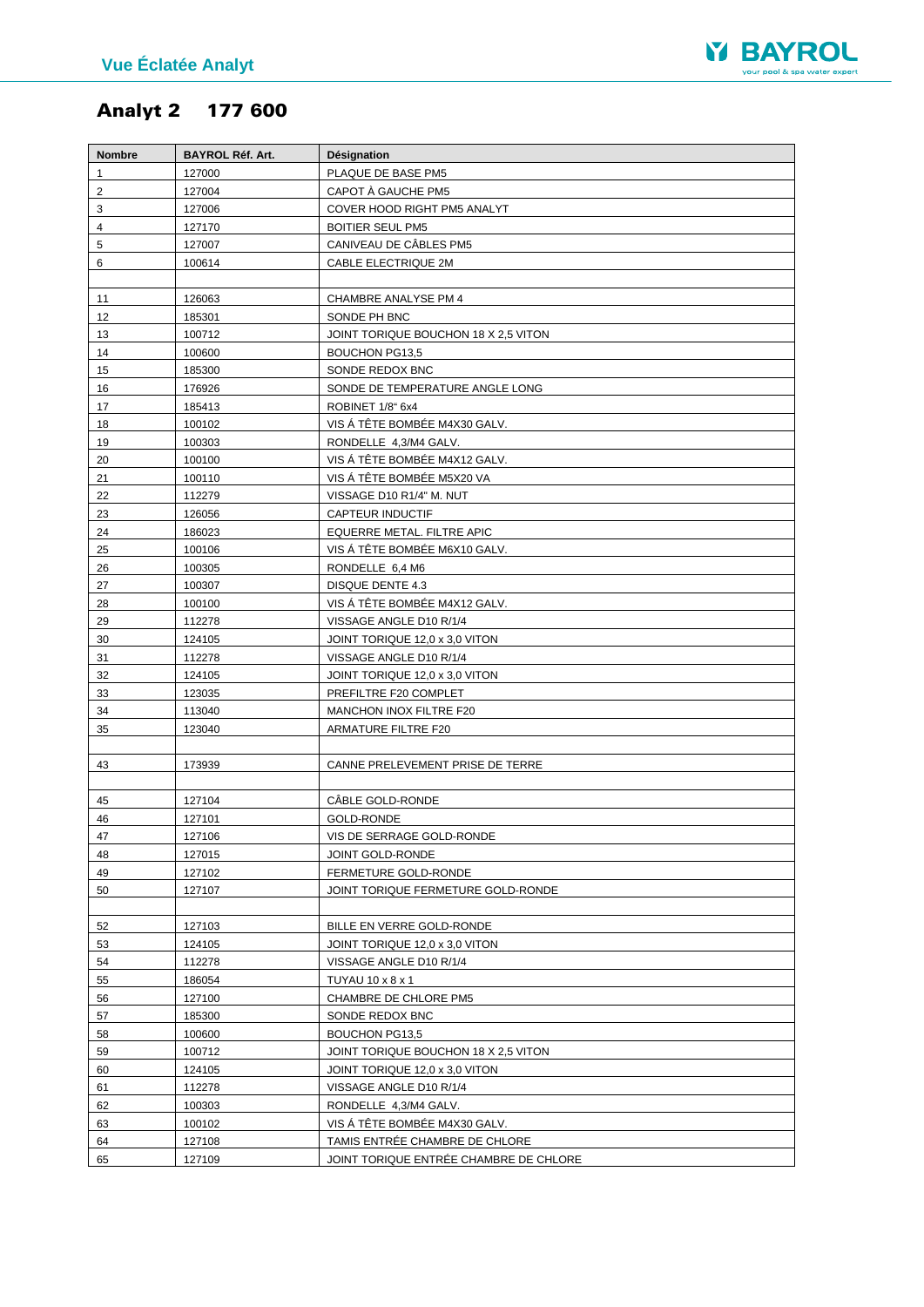# Analyt 2 177 600

| Nombre | BAYROL Réf. Art. | Désignation |
|---|---|---|
| 1 | 127000 | PLAQUE DE BASE PM5 |
| 2 | 127004 | CAPOT À GAUCHE PM5 |
| 3 | 127006 | COVER HOOD RIGHT PM5 ANALYT |
| 4 | 127170 | BOITIER SEUL PM5 |
| 5 | 127007 | CANIVEAU DE CÂBLES PM5 |
| 6 | 100614 | CABLE ELECTRIQUE 2M |
| | | |
| 11 | 126063 | CHAMBRE ANALYSE PM 4 |
| 12 | 185301 | SONDE PH BNC |
| 13 | 100712 | JOINT TORIQUE BOUCHON 18 X 2,5 VITON |
| 14 | 100600 | BOUCHON PG13,5 |
| 15 | 185300 | SONDE REDOX BNC |
| 16 | 176926 | SONDE DE TEMPERATURE ANGLE LONG |
| 17 | 185413 | ROBINET 1/8" 6x4 |
| 18 | 100102 | VIS Á TÊTE BOMBÉE M4X30 GALV. |
| 19 | 100303 | RONDELLE 4,3/M4 GALV. |
| 20 | 100100 | VIS Á TÊTE BOMBÉE M4X12 GALV. |
| 21 | 100110 | VIS Á TÊTE BOMBÉE M5X20 VA |
| 22 | 112279 | VISSAGE D10 R1/4" M. NUT |
| 23 | 126056 | CAPTEUR INDUCTIF |
| 24 | 186023 | EQUERRE METAL. FILTRE APIC |
| 25 | 100106 | VIS Á TÊTE BOMBÉE M6X10 GALV. |
| 26 | 100305 | RONDELLE 6,4 M6 |
| 27 | 100307 | DISQUE DENTE 4.3 |
| 28 | 100100 | VIS Á TÊTE BOMBÉE M4X12 GALV. |
| 29 | 112278 | VISSAGE ANGLE D10 R/1/4 |
| 30 | 124105 | JOINT TORIQUE 12,0 x 3,0 VITON |
| 31 | 112278 | VISSAGE ANGLE D10 R/1/4 |
| 32 | 124105 | JOINT TORIQUE 12,0 x 3,0 VITON |
| 33 | 123035 | PREFILTRE F20 COMPLET |
| 34 | 113040 | MANCHON INOX FILTRE F20 |
| 35 | 123040 | ARMATURE FILTRE F20 |
| | | |
| 43 | 173939 | CANNE PRELEVEMENT PRISE DE TERRE |
| | | |
| 45 | 127104 | CÂBLE GOLD-RONDE |
| 46 | 127101 | GOLD-RONDE |
| 47 | 127106 | VIS DE SERRAGE GOLD-RONDE |
| 48 | 127015 | JOINT GOLD-RONDE |
| 49 | 127102 | FERMETURE GOLD-RONDE |
| 50 | 127107 | JOINT TORIQUE FERMETURE GOLD-RONDE |
| | | |
| 52 | 127103 | BILLE EN VERRE GOLD-RONDE |
| 53 | 124105 | JOINT TORIQUE 12,0 x 3,0 VITON |
| 54 | 112278 | VISSAGE ANGLE D10 R/1/4 |
| 55 | 186054 | TUYAU 10 x 8 x 1 |
| 56 | 127100 | CHAMBRE DE CHLORE PM5 |
| 57 | 185300 | SONDE REDOX BNC |
| 58 | 100600 | BOUCHON PG13,5 |
| 59 | 100712 | JOINT TORIQUE BOUCHON 18 X 2,5 VITON |
| 60 | 124105 | JOINT TORIQUE 12,0 x 3,0 VITON |
| 61 | 112278 | VISSAGE ANGLE D10 R/1/4 |
| 62 | 100303 | RONDELLE 4,3/M4 GALV. |
| 63 | 100102 | VIS Á TÊTE BOMBÉE M4X30 GALV. |
| 64 | 127108 | TAMIS ENTRÉE CHAMBRE DE CHLORE |
| 65 | 127109 | JOINT TORIQUE ENTRÉE CHAMBRE DE CHLORE |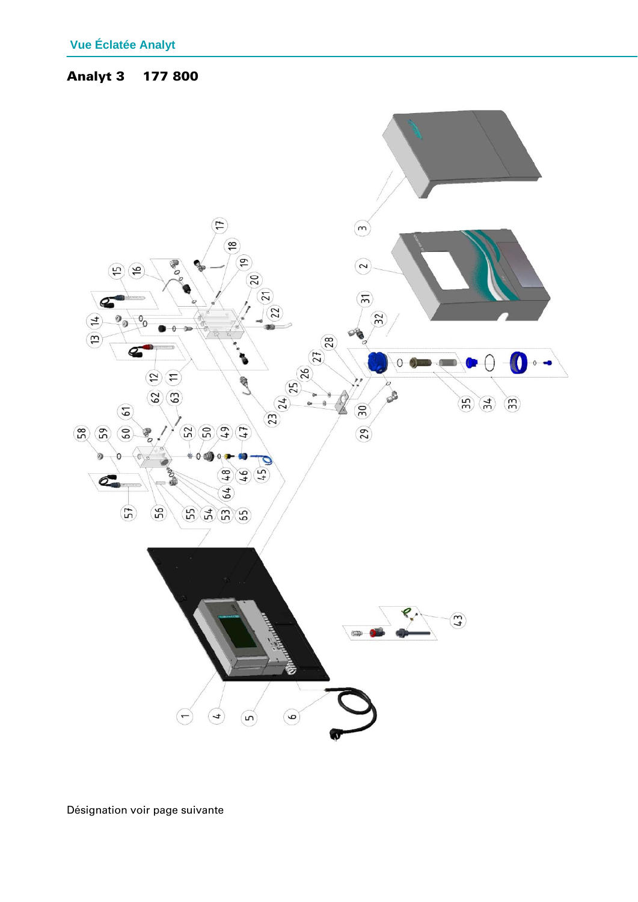## Analyt 3    177 800

Désignation voir page suivante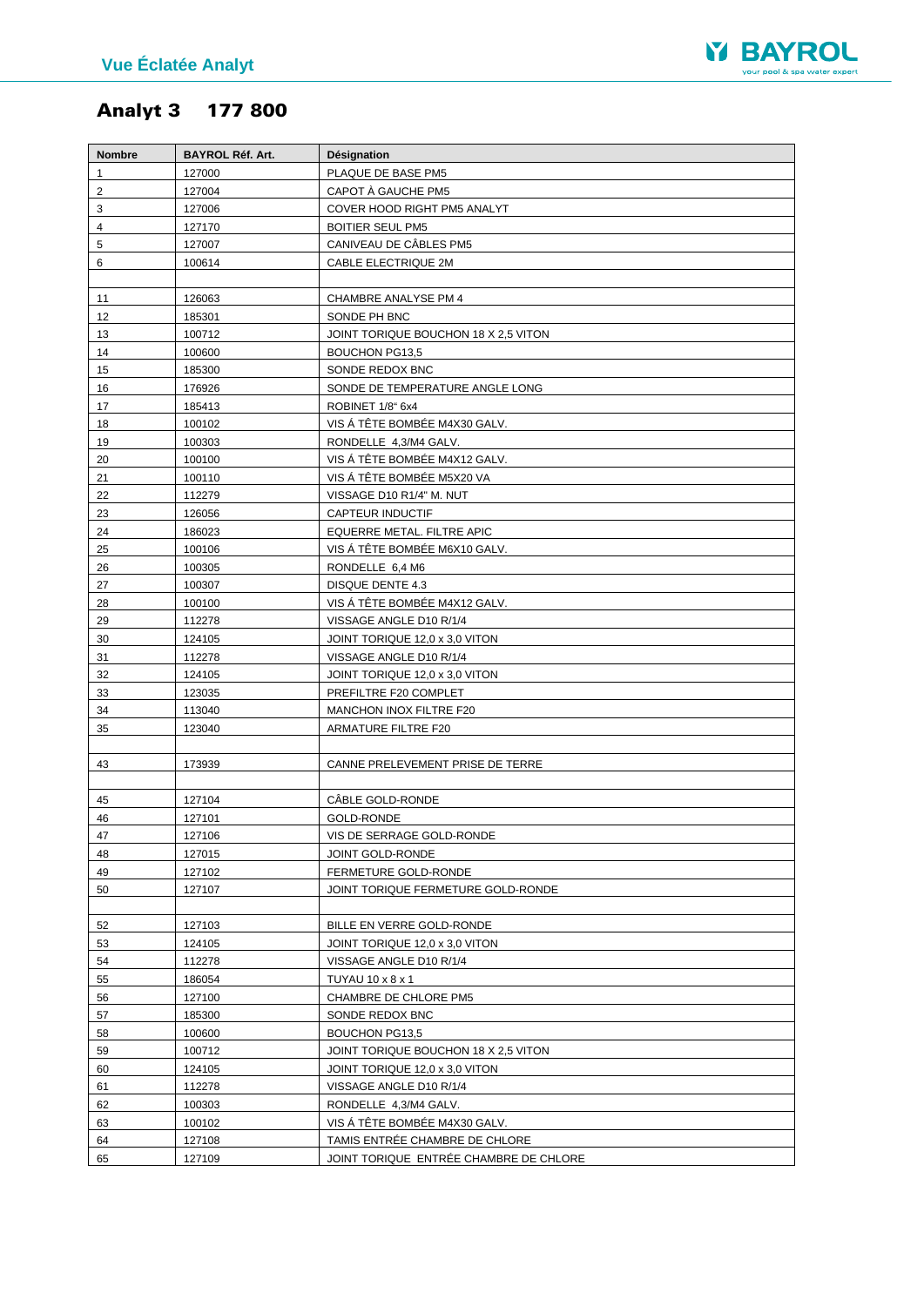## Vue Éclatée Analyt

# Analyt 3    177 800

| Nombre | BAYROL Réf. Art. | Désignation |
|---|---|---|
| 1 | 127000 | PLAQUE DE BASE PM5 |
| 2 | 127004 | CAPOT À GAUCHE PM5 |
| 3 | 127006 | COVER HOOD RIGHT PM5 ANALYT |
| 4 | 127170 | BOITIER SEUL PM5 |
| 5 | 127007 | CANIVEAU DE CÂBLES PM5 |
| 6 | 100614 | CABLE ELECTRIQUE 2M |
| | | |
| 11 | 126063 | CHAMBRE ANALYSE PM 4 |
| 12 | 185301 | SONDE PH BNC |
| 13 | 100712 | JOINT TORIQUE BOUCHON 18 X 2,5 VITON |
| 14 | 100600 | BOUCHON PG13,5 |
| 15 | 185300 | SONDE REDOX BNC |
| 16 | 176926 | SONDE DE TEMPERATURE ANGLE LONG |
| 17 | 185413 | ROBINET 1/8" 6x4 |
| 18 | 100102 | VIS À TÊTE BOMBÉE M4X30 GALV. |
| 19 | 100303 | RONDELLE 4,3/M4 GALV. |
| 20 | 100100 | VIS À TÊTE BOMBÉE M4X12 GALV. |
| 21 | 100110 | VIS À TÊTE BOMBÉE M5X20 VA |
| 22 | 112279 | VISSAGE D10 R1/4" M. NUT |
| 23 | 126056 | CAPTEUR INDUCTIF |
| 24 | 186023 | EQUERRE METAL. FILTRE APIC |
| 25 | 100106 | VIS À TÊTE BOMBÉE M6X10 GALV. |
| 26 | 100305 | RONDELLE 6,4 M6 |
| 27 | 100307 | DISQUE DENTE 4.3 |
| 28 | 100100 | VIS À TÊTE BOMBÉE M4X12 GALV. |
| 29 | 112278 | VISSAGE ANGLE D10 R/1/4 |
| 30 | 124105 | JOINT TORIQUE 12,0 x 3,0 VITON |
| 31 | 112278 | VISSAGE ANGLE D10 R/1/4 |
| 32 | 124105 | JOINT TORIQUE 12,0 x 3,0 VITON |
| 33 | 123035 | PREFILTRE F20 COMPLET |
| 34 | 113040 | MANCHON INOX FILTRE F20 |
| 35 | 123040 | ARMATURE FILTRE F20 |
| | | |
| 43 | 173939 | CANNE PRELEVEMENT PRISE DE TERRE |
| | | |
| 45 | 127104 | CÂBLE GOLD-RONDE |
| 46 | 127101 | GOLD-RONDE |
| 47 | 127106 | VIS DE SERRAGE GOLD-RONDE |
| 48 | 127015 | JOINT GOLD-RONDE |
| 49 | 127102 | FERMETURE GOLD-RONDE |
| 50 | 127107 | JOINT TORIQUE FERMETURE GOLD-RONDE |
| | | |
| 52 | 127103 | BILLE EN VERRE GOLD-RONDE |
| 53 | 124105 | JOINT TORIQUE 12,0 x 3,0 VITON |
| 54 | 112278 | VISSAGE ANGLE D10 R/1/4 |
| 55 | 186054 | TUYAU 10 x 8 x 1 |
| 56 | 127100 | CHAMBRE DE CHLORE PM5 |
| 57 | 185300 | SONDE REDOX BNC |
| 58 | 100600 | BOUCHON PG13,5 |
| 59 | 100712 | JOINT TORIQUE BOUCHON 18 X 2,5 VITON |
| 60 | 124105 | JOINT TORIQUE 12,0 x 3,0 VITON |
| 61 | 112278 | VISSAGE ANGLE D10 R/1/4 |
| 62 | 100303 | RONDELLE 4,3/M4 GALV. |
| 63 | 100102 | VIS À TÊTE BOMBÉE M4X30 GALV. |
| 64 | 127108 | TAMIS ENTRÉE CHAMBRE DE CHLORE |
| 65 | 127109 | JOINT TORIQUE ENTRÉE CHAMBRE DE CHLORE |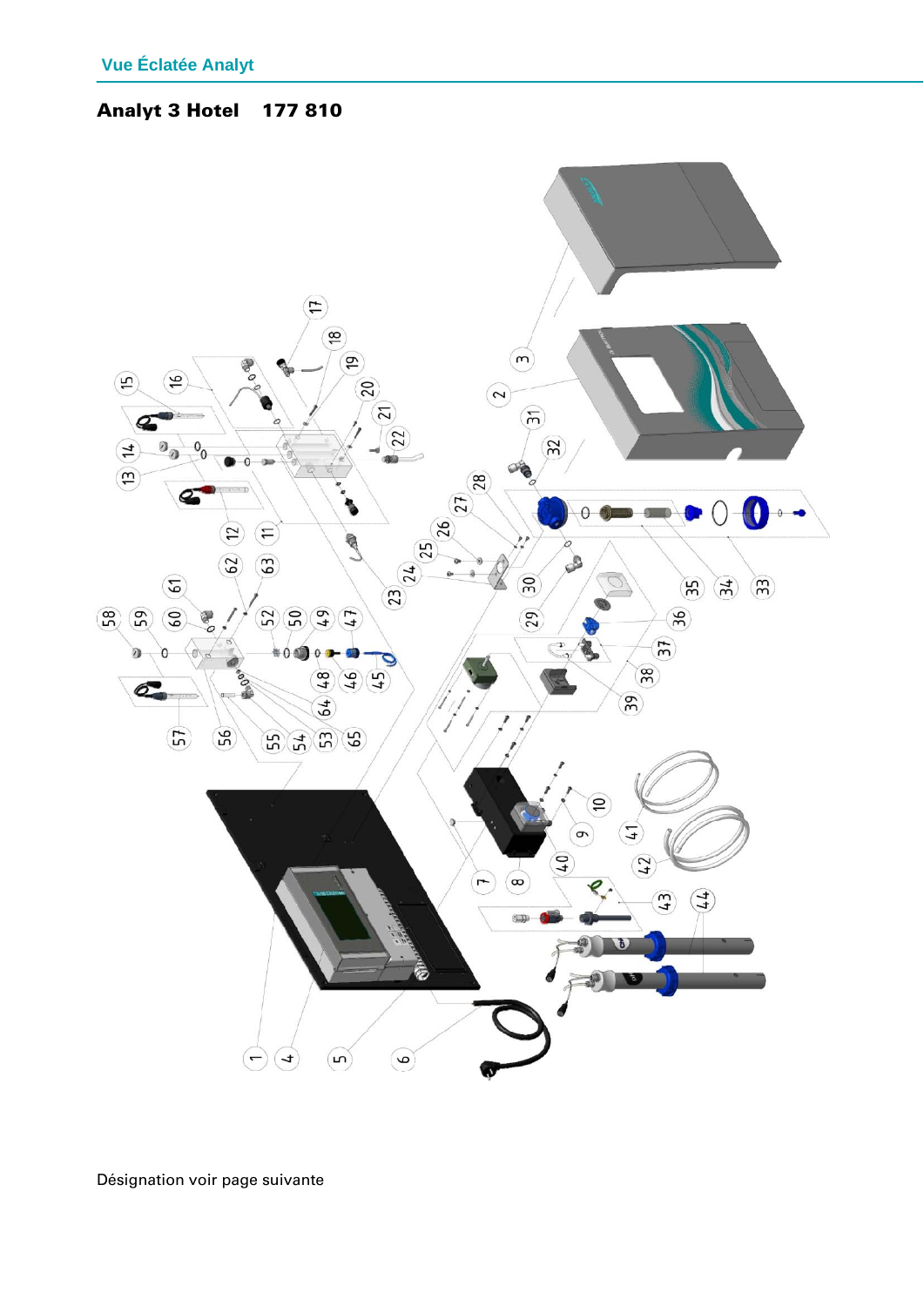Vue Éclatée Analyt

**Analyt 3 Hotel 177 810**

Désignation voir page suivante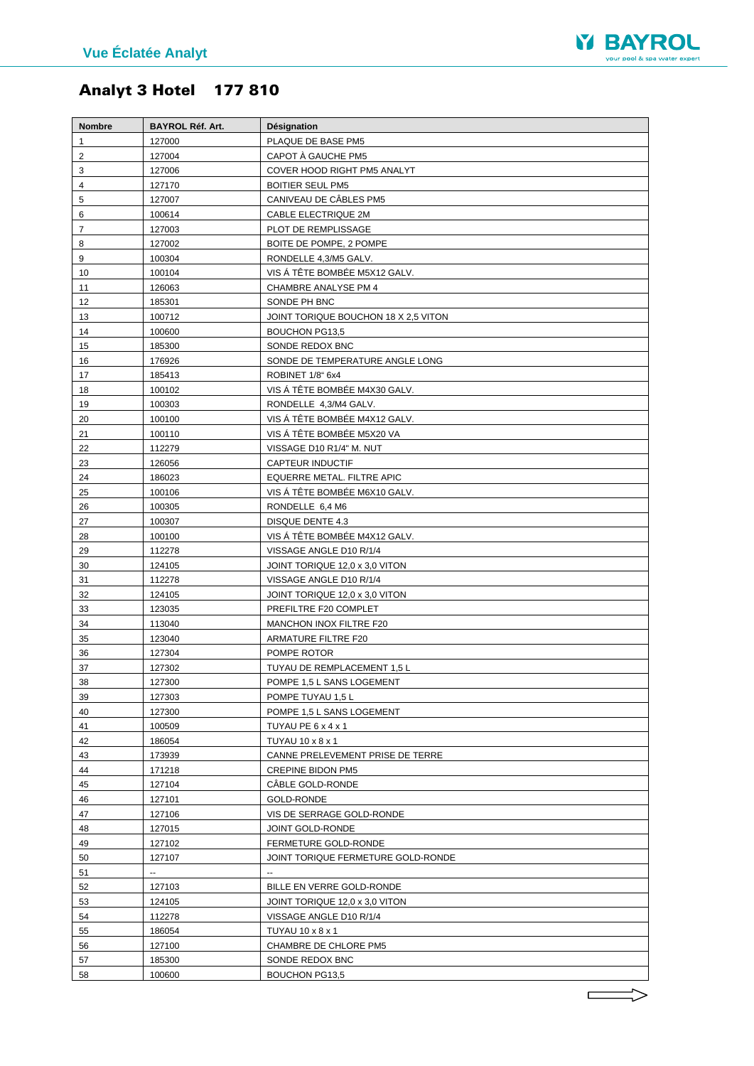# Analyt 3 Hotel 177 810

| Nombre | BAYROL Réf. Art. | Désignation |
|---|---|---|
| 1 | 127000 | PLAQUE DE BASE PM5 |
| 2 | 127004 | CAPOT À GAUCHE PM5 |
| 3 | 127006 | COVER HOOD RIGHT PM5 ANALYT |
| 4 | 127170 | BOITIER SEUL PM5 |
| 5 | 127007 | CANIVEAU DE CÂBLES PM5 |
| 6 | 100614 | CABLE ELECTRIQUE 2M |
| 7 | 127003 | PLOT DE REMPLISSAGE |
| 8 | 127002 | BOITE DE POMPE, 2 POMPE |
| 9 | 100304 | RONDELLE 4,3/M5 GALV. |
| 10 | 100104 | VIS Á TÊTE BOMBÉE M5X12 GALV. |
| 11 | 126063 | CHAMBRE ANALYSE PM 4 |
| 12 | 185301 | SONDE PH BNC |
| 13 | 100712 | JOINT TORIQUE BOUCHON 18 X 2,5 VITON |
| 14 | 100600 | BOUCHON PG13,5 |
| 15 | 185300 | SONDE REDOX BNC |
| 16 | 176926 | SONDE DE TEMPERATURE ANGLE LONG |
| 17 | 185413 | ROBINET 1/8" 6x4 |
| 18 | 100102 | VIS Á TÊTE BOMBÉE M4X30 GALV. |
| 19 | 100303 | RONDELLE 4,3/M4 GALV. |
| 20 | 100100 | VIS Á TÊTE BOMBÉE M4X12 GALV. |
| 21 | 100110 | VIS Á TÊTE BOMBÉE M5X20 VA |
| 22 | 112279 | VISSAGE D10 R1/4" M. NUT |
| 23 | 126056 | CAPTEUR INDUCTIF |
| 24 | 186023 | EQUERRE METAL. FILTRE APIC |
| 25 | 100106 | VIS Á TÊTE BOMBÉE M6X10 GALV. |
| 26 | 100305 | RONDELLE 6,4 M6 |
| 27 | 100307 | DISQUE DENTE 4.3 |
| 28 | 100100 | VIS Á TÊTE BOMBÉE M4X12 GALV. |
| 29 | 112278 | VISSAGE ANGLE D10 R/1/4 |
| 30 | 124105 | JOINT TORIQUE 12,0 x 3,0 VITON |
| 31 | 112278 | VISSAGE ANGLE D10 R/1/4 |
| 32 | 124105 | JOINT TORIQUE 12,0 x 3,0 VITON |
| 33 | 123035 | PREFILTRE F20 COMPLET |
| 34 | 113040 | MANCHON INOX FILTRE F20 |
| 35 | 123040 | ARMATURE FILTRE F20 |
| 36 | 127304 | POMPE ROTOR |
| 37 | 127302 | TUYAU DE REMPLACEMENT 1,5 L |
| 38 | 127300 | POMPE 1,5 L SANS LOGEMENT |
| 39 | 127303 | POMPE TUYAU 1,5 L |
| 40 | 127300 | POMPE 1,5 L SANS LOGEMENT |
| 41 | 100509 | TUYAU PE 6 x 4 x 1 |
| 42 | 186054 | TUYAU 10 x 8 x 1 |
| 43 | 173939 | CANNE PRELEVEMENT PRISE DE TERRE |
| 44 | 171218 | CREPINE BIDON PM5 |
| 45 | 127104 | CÂBLE GOLD-RONDE |
| 46 | 127101 | GOLD-RONDE |
| 47 | 127106 | VIS DE SERRAGE GOLD-RONDE |
| 48 | 127015 | JOINT GOLD-RONDE |
| 49 | 127102 | FERMETURE GOLD-RONDE |
| 50 | 127107 | JOINT TORIQUE FERMETURE GOLD-RONDE |
| 51 | -- | -- |
| 52 | 127103 | BILLE EN VERRE GOLD-RONDE |
| 53 | 124105 | JOINT TORIQUE 12,0 x 3,0 VITON |
| 54 | 112278 | VISSAGE ANGLE D10 R/1/4 |
| 55 | 186054 | TUYAU 10 x 8 x 1 |
| 56 | 127100 | CHAMBRE DE CHLORE PM5 |
| 57 | 185300 | SONDE REDOX BNC |
| 58 | 100600 | BOUCHON PG13,5 |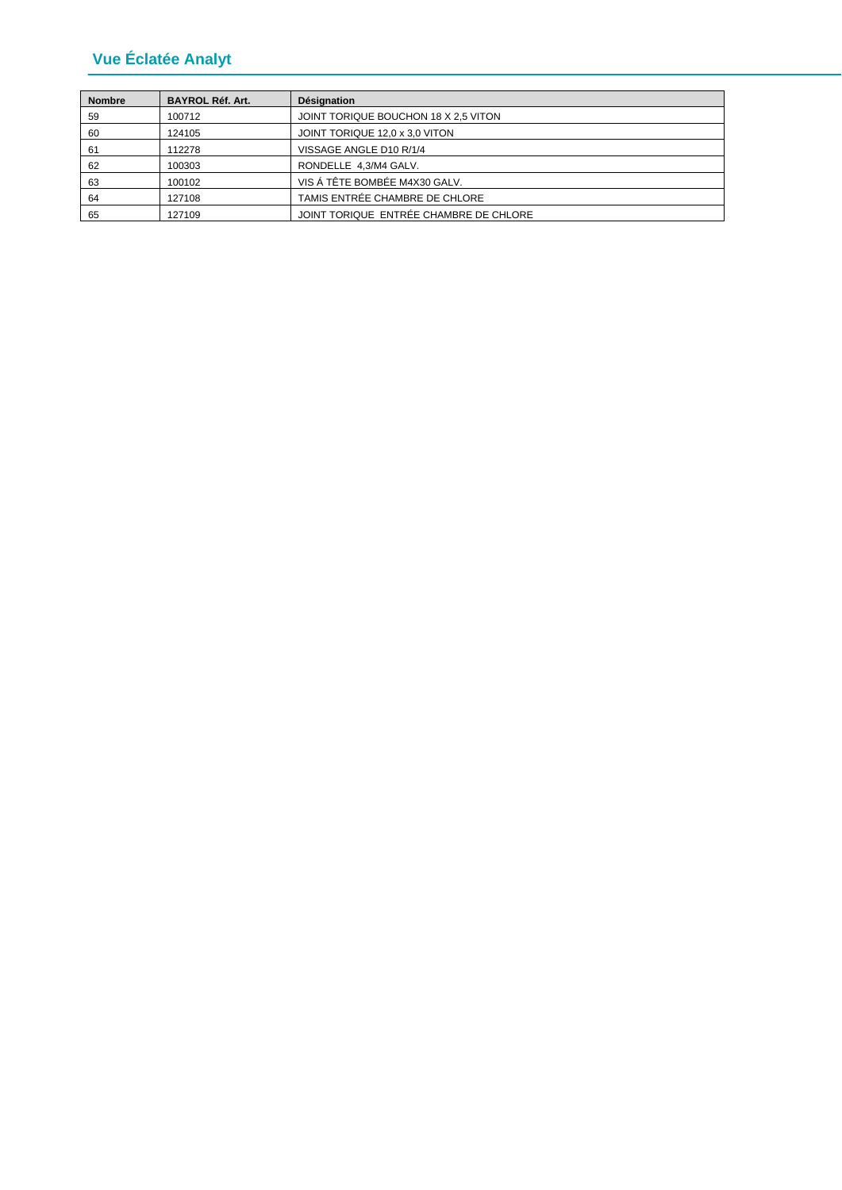## Vue Éclatée Analyt

| Nombre | BAYROL Réf. Art. | Désignation |
|---|---|---|
| 59 | 100712 | JOINT TORIQUE BOUCHON 18 X 2,5 VITON |
| 60 | 124105 | JOINT TORIQUE 12,0 x 3,0 VITON |
| 61 | 112278 | VISSAGE ANGLE D10 R/1/4 |
| 62 | 100303 | RONDELLE 4,3/M4 GALV. |
| 63 | 100102 | VIS Á TÊTE BOMBÉE M4X30 GALV. |
| 64 | 127108 | TAMIS ENTRÉE CHAMBRE DE CHLORE |
| 65 | 127109 | JOINT TORIQUE ENTRÉE CHAMBRE DE CHLORE |